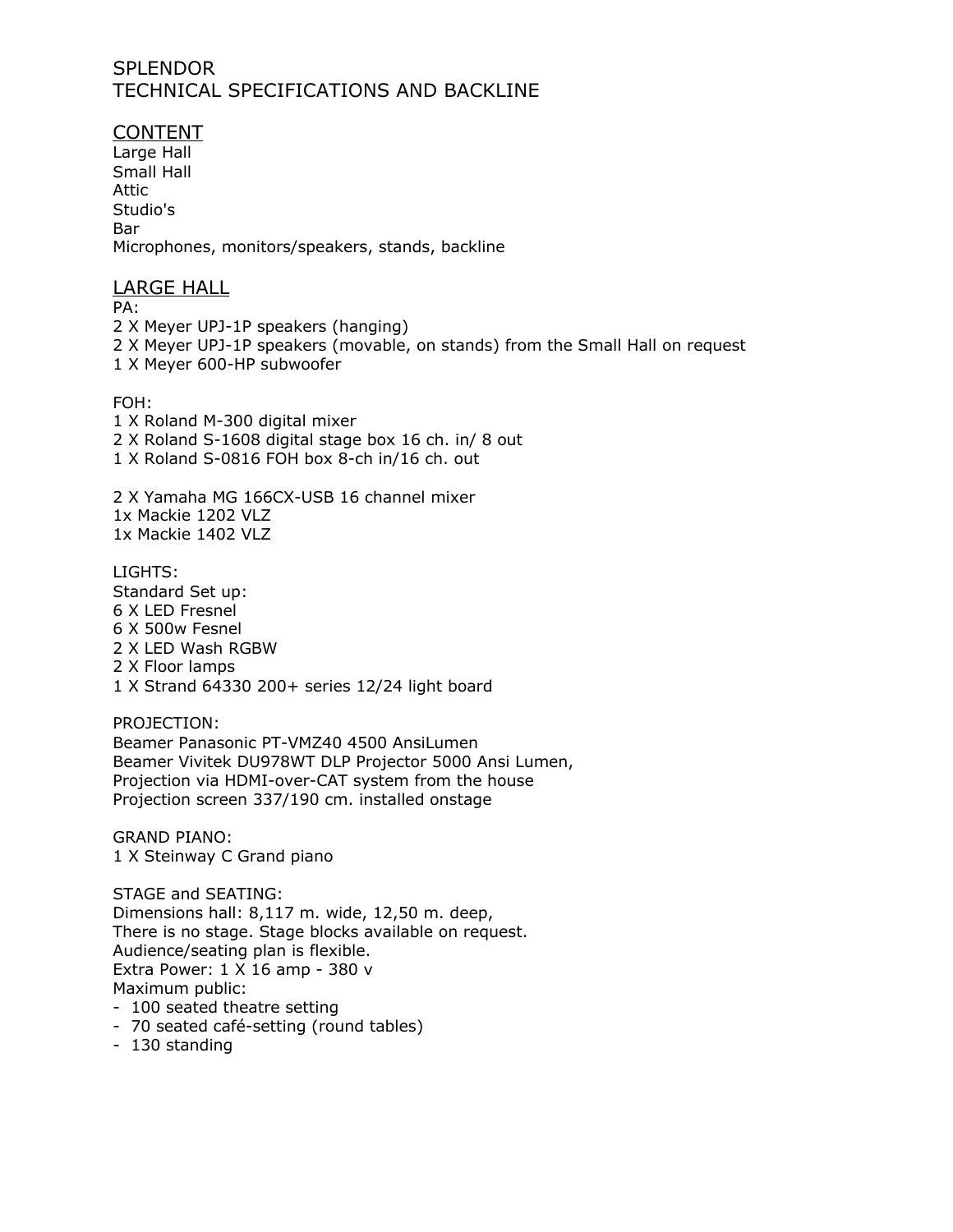# SPLENDOR
# TECHNICAL SPECIFICATIONS AND BACKLINE

## CONTENT

Large Hall
Small Hall
Attic
Studio's
Bar
Microphones, monitors/speakers, stands, backline

## LARGE HALL

PA:
2 X Meyer UPJ-1P speakers (hanging)
2 X Meyer UPJ-1P speakers (movable, on stands) from the Small Hall on request
1 X Meyer 600-HP subwoofer

FOH:
1 X Roland M-300 digital mixer
2 X Roland S-1608 digital stage box 16 ch. in/ 8 out
1 X Roland S-0816 FOH box 8-ch in/16 ch. out

2 X Yamaha MG 166CX-USB 16 channel mixer
1x Mackie 1202 VLZ
1x Mackie 1402 VLZ

LIGHTS:
Standard Set up:
6 X LED Fresnel
6 X 500w Fesnel
2 X LED Wash RGBW
2 X Floor lamps
1 X Strand 64330 200+ series 12/24 light board

PROJECTION:
Beamer Panasonic PT-VMZ40 4500 AnsiLumen
Beamer Vivitek DU978WT DLP Projector 5000 Ansi Lumen,
Projection via HDMI-over-CAT system from the house
Projection screen 337/190 cm. installed onstage

GRAND PIANO:
1 X Steinway C Grand piano

STAGE and SEATING:
Dimensions hall: 8,117 m. wide, 12,50 m. deep,
There is no stage. Stage blocks available on request.
Audience/seating plan is flexible.
Extra Power: 1 X 16 amp - 380 v
Maximum public:

- 100 seated theatre setting
- 70 seated café-setting (round tables)
- 130 standing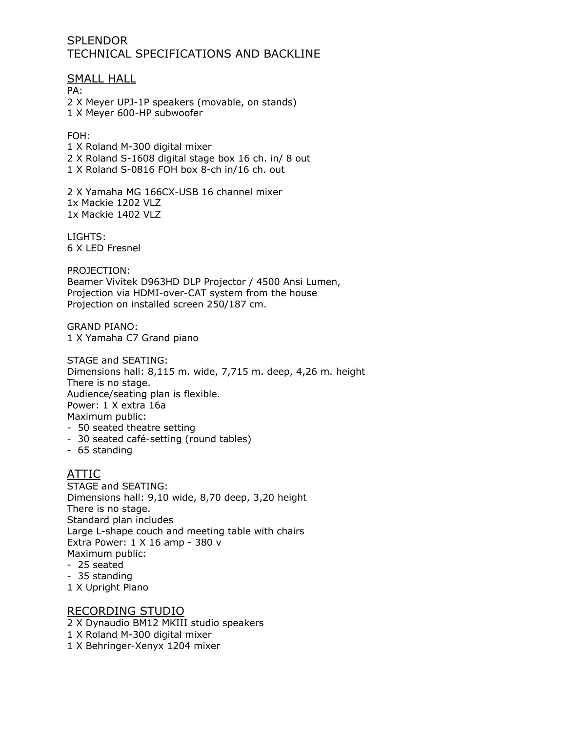# SPLENDOR
# TECHNICAL SPECIFICATIONS AND BACKLINE

## SMALL HALL

PA:
2 X Meyer UPJ-1P speakers (movable, on stands)
1 X Meyer 600-HP subwoofer

FOH:
1 X Roland M-300 digital mixer
2 X Roland S-1608 digital stage box 16 ch. in/ 8 out
1 X Roland S-0816 FOH box 8-ch in/16 ch. out

2 X Yamaha MG 166CX-USB 16 channel mixer
1x Mackie 1202 VLZ
1x Mackie 1402 VLZ

LIGHTS:
6 X LED Fresnel

PROJECTION:
Beamer Vivitek D963HD DLP Projector / 4500 Ansi Lumen,
Projection via HDMI-over-CAT system from the house
Projection on installed screen 250/187 cm.

GRAND PIANO:
1 X Yamaha C7 Grand piano

STAGE and SEATING:
Dimensions hall: 8,115 m. wide, 7,715 m. deep, 4,26 m. height
There is no stage.
Audience/seating plan is flexible.
Power: 1 X extra 16a
Maximum public:
- 50 seated theatre setting
- 30 seated café-setting (round tables)
- 65 standing

## ATTIC

STAGE and SEATING:
Dimensions hall: 9,10 wide, 8,70 deep, 3,20 height
There is no stage.
Standard plan includes
Large L-shape couch and meeting table with chairs
Extra Power: 1 X 16 amp - 380 v
Maximum public:
- 25 seated
- 35 standing
1 X Upright Piano

## RECORDING STUDIO

2 X Dynaudio BM12 MKIII studio speakers
1 X Roland M-300 digital mixer
1 X Behringer-Xenyx 1204 mixer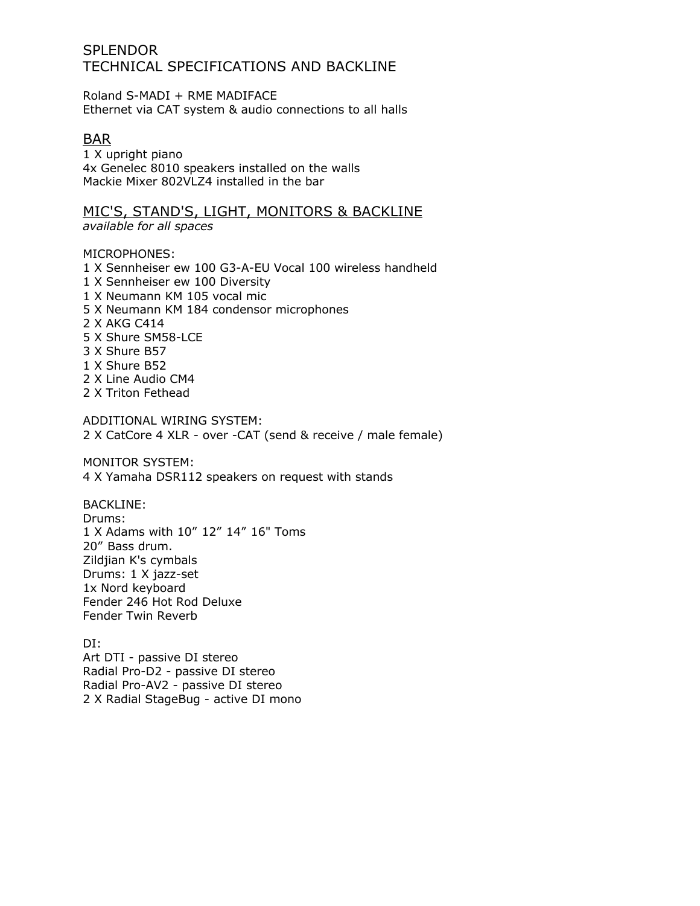# SPLENDOR
# TECHNICAL SPECIFICATIONS AND BACKLINE

Roland S-MADI + RME MADIFACE
Ethernet via CAT system & audio connections to all halls

## BAR

1 X upright piano
4x Genelec 8010 speakers installed on the walls
Mackie Mixer 802VLZ4 installed in the bar

## MIC'S, STAND'S, LIGHT, MONITORS & BACKLINE

*available for all spaces*

MICROPHONES:
1 X Sennheiser ew 100 G3-A-EU Vocal 100 wireless handheld
1 X Sennheiser ew 100 Diversity
1 X Neumann KM 105 vocal mic
5 X Neumann KM 184 condensor microphones
2 X AKG C414
5 X Shure SM58-LCE
3 X Shure B57
1 X Shure B52
2 X Line Audio CM4
2 X Triton Fethead

ADDITIONAL WIRING SYSTEM:
2 X CatCore 4 XLR - over -CAT (send & receive / male female)

MONITOR SYSTEM:
4 X Yamaha DSR112 speakers on request with stands

BACKLINE:
Drums:
1 X Adams with 10” 12” 14” 16" Toms
20” Bass drum.
Zildjian K's cymbals
Drums: 1 X jazz-set
1x Nord keyboard
Fender 246 Hot Rod Deluxe
Fender Twin Reverb

DI:
Art DTI - passive DI stereo
Radial Pro-D2 - passive DI stereo
Radial Pro-AV2 - passive DI stereo
2 X Radial StageBug - active DI mono